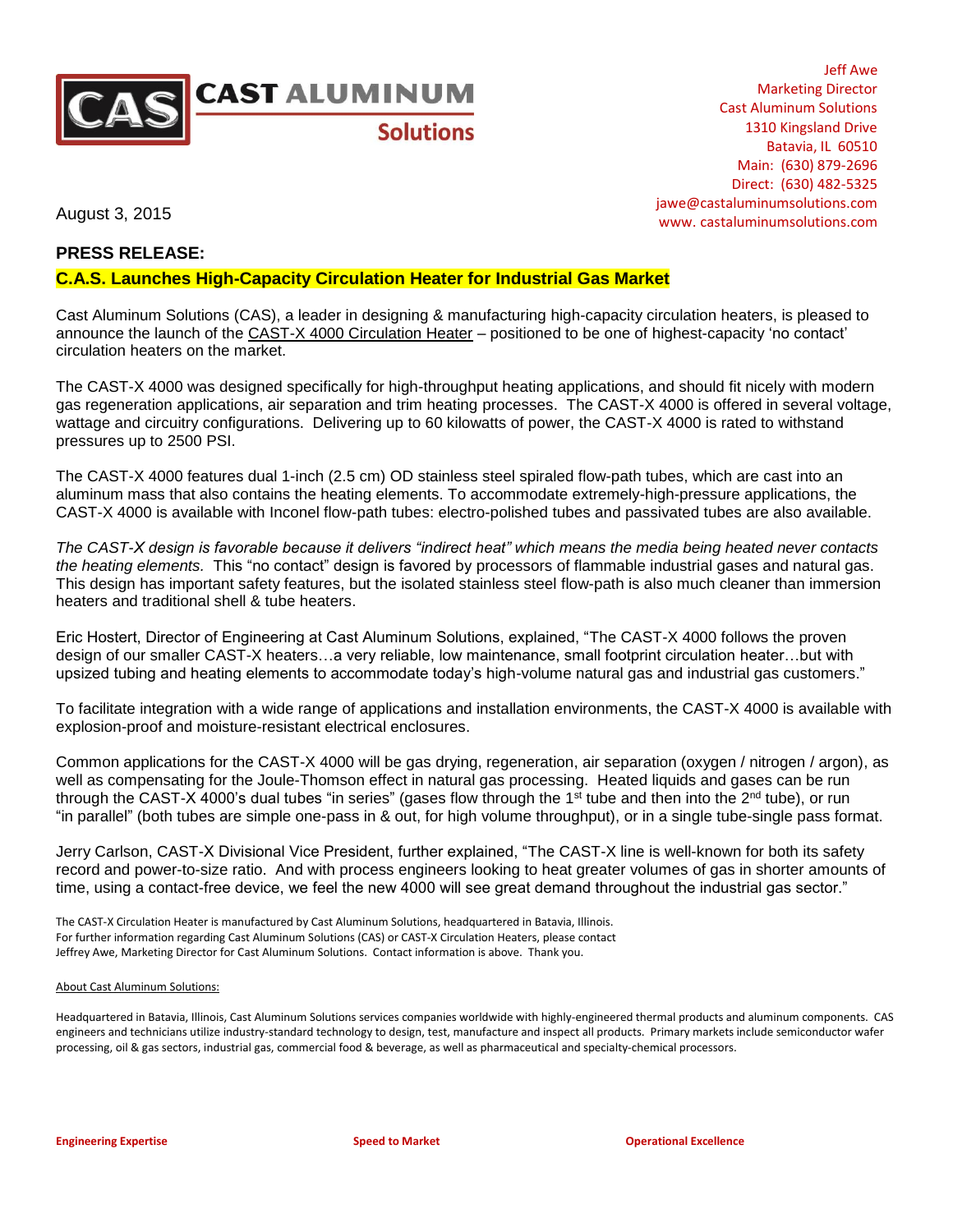**CAST ALUMINUM Solutions**

Jeff Awe
Marketing Director
Cast Aluminum Solutions
1310 Kingsland Drive
Batavia, IL 60510
Main: (630) 879-2696
Direct: (630) 482-5325
jawe@castaluminumsolutions.com
www. castaluminumsolutions.com

August 3, 2015

## PRESS RELEASE:

### C.A.S. Launches High-Capacity Circulation Heater for Industrial Gas Market

Cast Aluminum Solutions (CAS), a leader in designing & manufacturing high-capacity circulation heaters, is pleased to announce the launch of the CAST-X 4000 Circulation Heater – positioned to be one of highest-capacity 'no contact' circulation heaters on the market.

The CAST-X 4000 was designed specifically for high-throughput heating applications, and should fit nicely with modern gas regeneration applications, air separation and trim heating processes. The CAST-X 4000 is offered in several voltage, wattage and circuitry configurations. Delivering up to 60 kilowatts of power, the CAST-X 4000 is rated to withstand pressures up to 2500 PSI.

The CAST-X 4000 features dual 1-inch (2.5 cm) OD stainless steel spiraled flow-path tubes, which are cast into an aluminum mass that also contains the heating elements. To accommodate extremely-high-pressure applications, the CAST-X 4000 is available with Inconel flow-path tubes: electro-polished tubes and passivated tubes are also available.

*The CAST-X design is favorable because it delivers "indirect heat" which means the media being heated never contacts the heating elements.* This "no contact" design is favored by processors of flammable industrial gases and natural gas. This design has important safety features, but the isolated stainless steel flow-path is also much cleaner than immersion heaters and traditional shell & tube heaters.

Eric Hostert, Director of Engineering at Cast Aluminum Solutions, explained, "The CAST-X 4000 follows the proven design of our smaller CAST-X heaters…a very reliable, low maintenance, small footprint circulation heater…but with upsized tubing and heating elements to accommodate today's high-volume natural gas and industrial gas customers."

To facilitate integration with a wide range of applications and installation environments, the CAST-X 4000 is available with explosion-proof and moisture-resistant electrical enclosures.

Common applications for the CAST-X 4000 will be gas drying, regeneration, air separation (oxygen / nitrogen / argon), as well as compensating for the Joule-Thomson effect in natural gas processing. Heated liquids and gases can be run through the CAST-X 4000's dual tubes "in series" (gases flow through the 1st tube and then into the 2nd tube), or run "in parallel" (both tubes are simple one-pass in & out, for high volume throughput), or in a single tube-single pass format.

Jerry Carlson, CAST-X Divisional Vice President, further explained, "The CAST-X line is well-known for both its safety record and power-to-size ratio. And with process engineers looking to heat greater volumes of gas in shorter amounts of time, using a contact-free device, we feel the new 4000 will see great demand throughout the industrial gas sector."

The CAST-X Circulation Heater is manufactured by Cast Aluminum Solutions, headquartered in Batavia, Illinois.
For further information regarding Cast Aluminum Solutions (CAS) or CAST-X Circulation Heaters, please contact Jeffrey Awe, Marketing Director for Cast Aluminum Solutions. Contact information is above. Thank you.

About Cast Aluminum Solutions:

Headquartered in Batavia, Illinois, Cast Aluminum Solutions services companies worldwide with highly-engineered thermal products and aluminum components. CAS engineers and technicians utilize industry-standard technology to design, test, manufacture and inspect all products. Primary markets include semiconductor wafer processing, oil & gas sectors, industrial gas, commercial food & beverage, as well as pharmaceutical and specialty-chemical processors.

**Engineering Expertise** **Speed to Market** **Operational Excellence**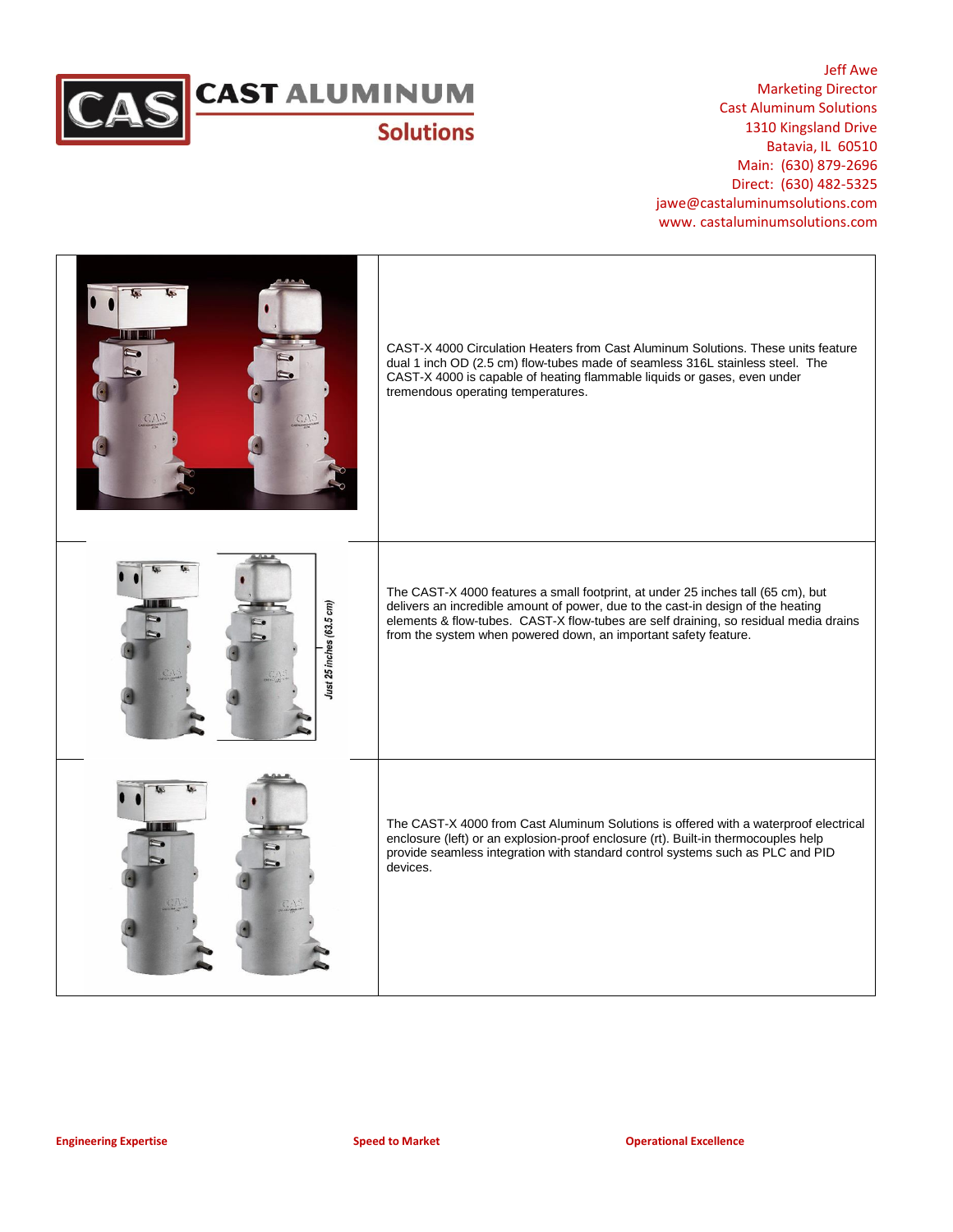# CAST ALUMINUM Solutions

Jeff Awe
Marketing Director
Cast Aluminum Solutions
1310 Kingsland Drive
Batavia, IL 60510
Main: (630) 879-2696
Direct: (630) 482-5325
jawe@castaluminumsolutions.com
www. castaluminumsolutions.com

| | |
|---|---|
| | CAST-X 4000 Circulation Heaters from Cast Aluminum Solutions. These units feature dual 1 inch OD (2.5 cm) flow-tubes made of seamless 316L stainless steel. The CAST-X 4000 is capable of heating flammable liquids or gases, even under tremendous operating temperatures. |
| Just 25 inches (63.5 cm) | The CAST-X 4000 features a small footprint, at under 25 inches tall (65 cm), but delivers an incredible amount of power, due to the cast-in design of the heating elements & flow-tubes. CAST-X flow-tubes are self draining, so residual media drains from the system when powered down, an important safety feature. |
| | The CAST-X 4000 from Cast Aluminum Solutions is offered with a waterproof electrical enclosure (left) or an explosion-proof enclosure (rt). Built-in thermocouples help provide seamless integration with standard control systems such as PLC and PID devices. |

**Engineering Expertise** **Speed to Market** **Operational Excellence**